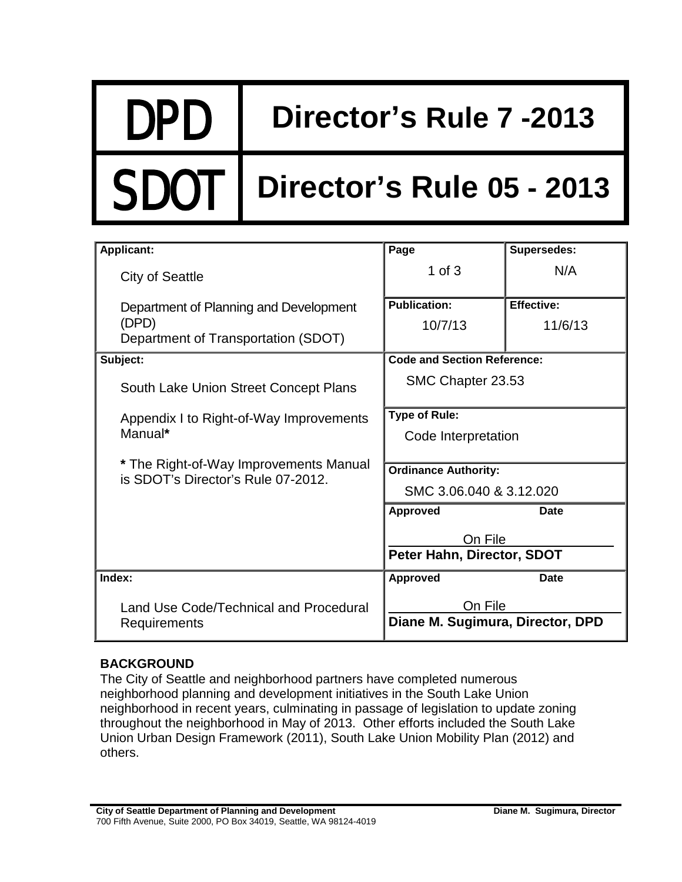| DPD | Director's Rule 7 -2013 |
|---|---|
| SDOT | Director's Rule 05 - 2013 |

| Applicant: | Page | Supersedes: |
|---|---|---|
| City of Seattle<br><br>Department of Planning and Development (DPD)<br>Department of Transportation (SDOT) | 1 of 3 | N/A |
| | **Publication:** 10/7/13 | **Effective:** 11/6/13 |
| **Subject:**<br><br>South Lake Union Street Concept Plans<br><br>Appendix I to Right-of-Way Improvements Manual*<br><br>* The Right-of-Way Improvements Manual is SDOT's Director's Rule 07-2012. | **Code and Section Reference:** SMC Chapter 23.53 | |
| | **Type of Rule:** Code Interpretation | |
| | **Ordinance Authority:** SMC 3.06.040 & 3.12.020 | |
| | **Approved** On File **Peter Hahn, Director, SDOT** | **Date** |
| **Index:**<br><br>Land Use Code/Technical and Procedural Requirements | **Approved** On File **Diane M. Sugimura, Director, DPD** | **Date** |

**BACKGROUND**

The City of Seattle and neighborhood partners have completed numerous neighborhood planning and development initiatives in the South Lake Union neighborhood in recent years, culminating in passage of legislation to update zoning throughout the neighborhood in May of 2013. Other efforts included the South Lake Union Urban Design Framework (2011), South Lake Union Mobility Plan (2012) and others.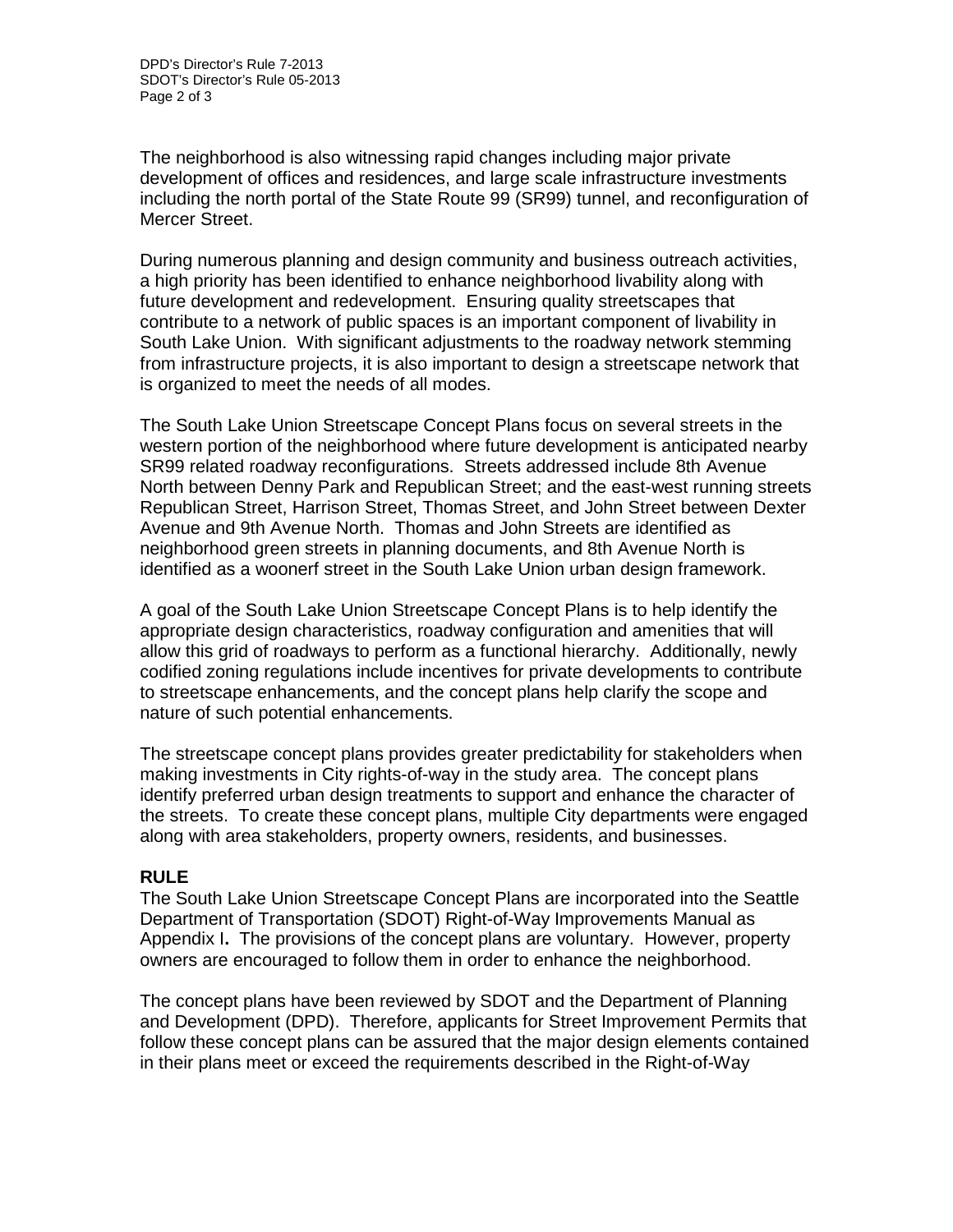The neighborhood is also witnessing rapid changes including major private development of offices and residences, and large scale infrastructure investments including the north portal of the State Route 99 (SR99) tunnel, and reconfiguration of Mercer Street.

During numerous planning and design community and business outreach activities, a high priority has been identified to enhance neighborhood livability along with future development and redevelopment. Ensuring quality streetscapes that contribute to a network of public spaces is an important component of livability in South Lake Union. With significant adjustments to the roadway network stemming from infrastructure projects, it is also important to design a streetscape network that is organized to meet the needs of all modes.

The South Lake Union Streetscape Concept Plans focus on several streets in the western portion of the neighborhood where future development is anticipated nearby SR99 related roadway reconfigurations. Streets addressed include 8th Avenue North between Denny Park and Republican Street; and the east-west running streets Republican Street, Harrison Street, Thomas Street, and John Street between Dexter Avenue and 9th Avenue North. Thomas and John Streets are identified as neighborhood green streets in planning documents, and 8th Avenue North is identified as a woonerf street in the South Lake Union urban design framework.

A goal of the South Lake Union Streetscape Concept Plans is to help identify the appropriate design characteristics, roadway configuration and amenities that will allow this grid of roadways to perform as a functional hierarchy. Additionally, newly codified zoning regulations include incentives for private developments to contribute to streetscape enhancements, and the concept plans help clarify the scope and nature of such potential enhancements.

The streetscape concept plans provides greater predictability for stakeholders when making investments in City rights-of-way in the study area. The concept plans identify preferred urban design treatments to support and enhance the character of the streets. To create these concept plans, multiple City departments were engaged along with area stakeholders, property owners, residents, and businesses.

## RULE

The South Lake Union Streetscape Concept Plans are incorporated into the Seattle Department of Transportation (SDOT) Right-of-Way Improvements Manual as Appendix I**.** The provisions of the concept plans are voluntary. However, property owners are encouraged to follow them in order to enhance the neighborhood.

The concept plans have been reviewed by SDOT and the Department of Planning and Development (DPD). Therefore, applicants for Street Improvement Permits that follow these concept plans can be assured that the major design elements contained in their plans meet or exceed the requirements described in the Right-of-Way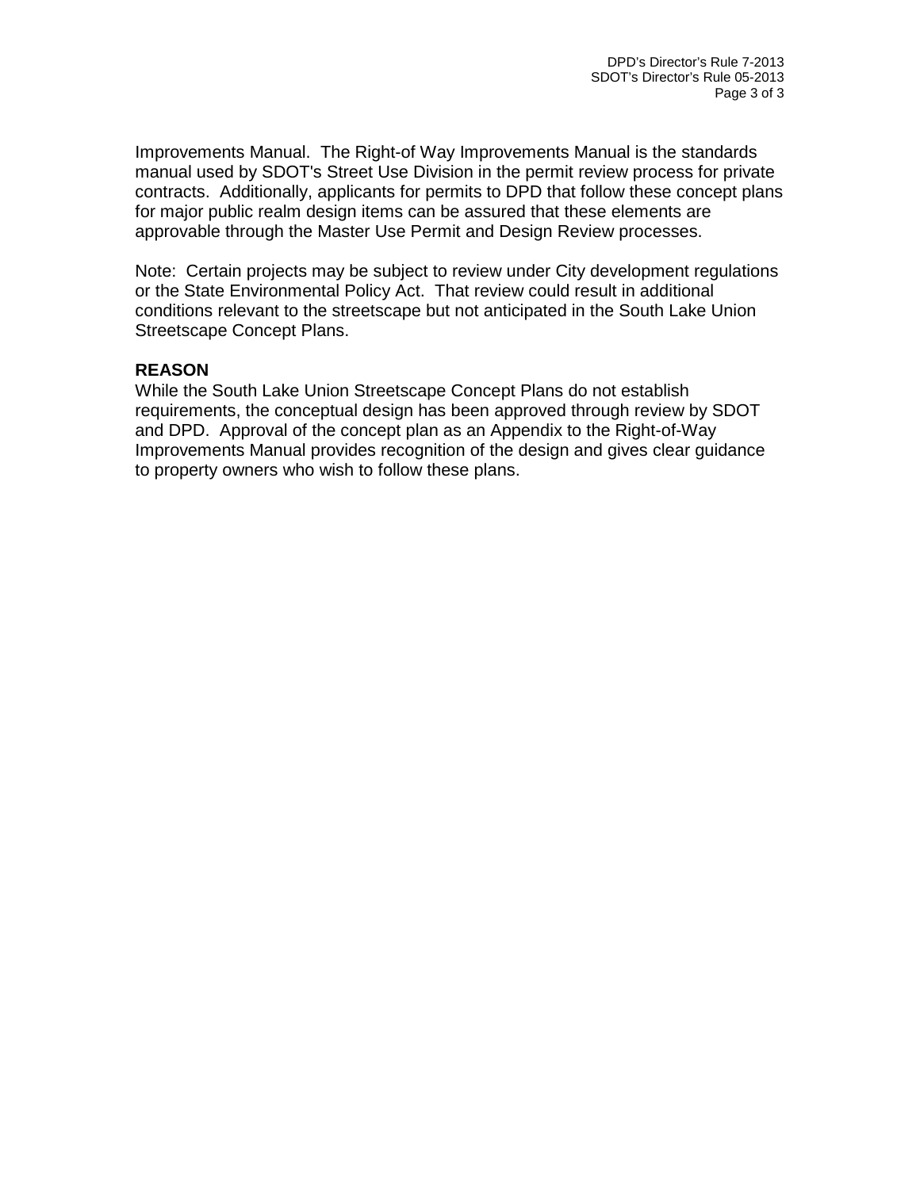Improvements Manual. The Right-of Way Improvements Manual is the standards manual used by SDOT's Street Use Division in the permit review process for private contracts. Additionally, applicants for permits to DPD that follow these concept plans for major public realm design items can be assured that these elements are approvable through the Master Use Permit and Design Review processes.

Note: Certain projects may be subject to review under City development regulations or the State Environmental Policy Act. That review could result in additional conditions relevant to the streetscape but not anticipated in the South Lake Union Streetscape Concept Plans.

**REASON**

While the South Lake Union Streetscape Concept Plans do not establish requirements, the conceptual design has been approved through review by SDOT and DPD. Approval of the concept plan as an Appendix to the Right-of-Way Improvements Manual provides recognition of the design and gives clear guidance to property owners who wish to follow these plans.